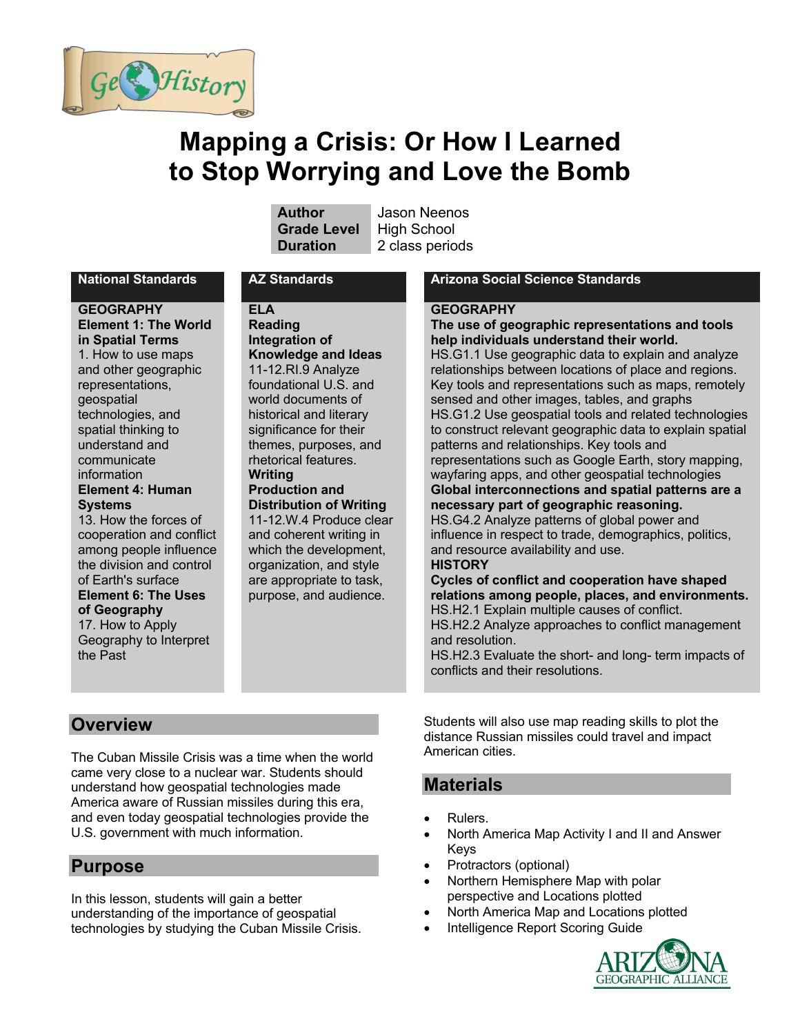# Mapping a Crisis: Or How I Learned to Stop Worrying and Love the Bomb

| | |
|---|---|
| **Author** | Jason Neenos |
| **Grade Level** | High School |
| **Duration** | 2 class periods |

## National Standards

**GEOGRAPHY**
**Element 1: The World in Spatial Terms**
1. How to use maps and other geographic representations, geospatial technologies, and spatial thinking to understand and communicate information

**Element 4: Human Systems**
13. How the forces of cooperation and conflict among people influence the division and control of Earth's surface

**Element 6: The Uses of Geography**
17. How to Apply Geography to Interpret the Past

## AZ Standards

**ELA**
**Reading**
**Integration of Knowledge and Ideas**
11-12.RI.9 Analyze foundational U.S. and world documents of historical and literary significance for their themes, purposes, and rhetorical features.

**Writing**
**Production and Distribution of Writing**
11-12.W.4 Produce clear and coherent writing in which the development, organization, and style are appropriate to task, purpose, and audience.

## Arizona Social Science Standards

**GEOGRAPHY**
**The use of geographic representations and tools help individuals understand their world.**
HS.G1.1 Use geographic data to explain and analyze relationships between locations of place and regions. Key tools and representations such as maps, remotely sensed and other images, tables, and graphs
HS.G1.2 Use geospatial tools and related technologies to construct relevant geographic data to explain spatial patterns and relationships. Key tools and representations such as Google Earth, story mapping, wayfaring apps, and other geospatial technologies

**Global interconnections and spatial patterns are a necessary part of geographic reasoning.**
HS.G4.2 Analyze patterns of global power and influence in respect to trade, demographics, politics, and resource availability and use.

**HISTORY**
**Cycles of conflict and cooperation have shaped relations among people, places, and environments.**
HS.H2.1 Explain multiple causes of conflict.
HS.H2.2 Analyze approaches to conflict management and resolution.
HS.H2.3 Evaluate the short- and long- term impacts of conflicts and their resolutions.

## Overview

The Cuban Missile Crisis was a time when the world came very close to a nuclear war. Students should understand how geospatial technologies made America aware of Russian missiles during this era, and even today geospatial technologies provide the U.S. government with much information.

## Purpose

In this lesson, students will gain a better understanding of the importance of geospatial technologies by studying the Cuban Missile Crisis.

Students will also use map reading skills to plot the distance Russian missiles could travel and impact American cities.

## Materials

- Rulers.
- North America Map Activity I and II and Answer Keys
- Protractors (optional)
- Northern Hemisphere Map with polar perspective and Locations plotted
- North America Map and Locations plotted
- Intelligence Report Scoring Guide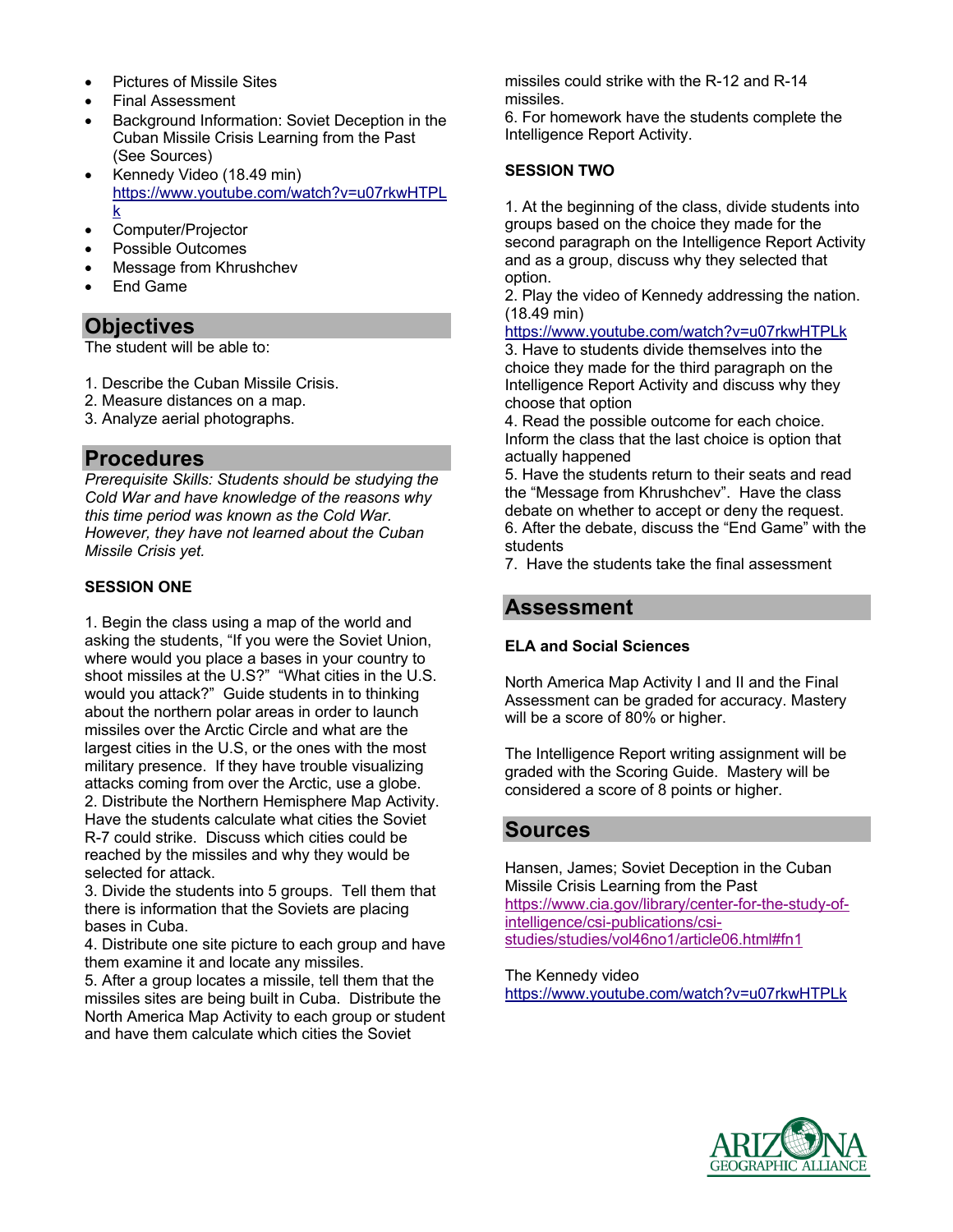- Pictures of Missile Sites
- Final Assessment
- Background Information: Soviet Deception in the Cuban Missile Crisis Learning from the Past (See Sources)
- Kennedy Video (18.49 min) https://www.youtube.com/watch?v=u07rkwHTPLk
- Computer/Projector
- Possible Outcomes
- Message from Khrushchev
- End Game

## Objectives

The student will be able to:

1. Describe the Cuban Missile Crisis.
2. Measure distances on a map.
3. Analyze aerial photographs.

## Procedures

*Prerequisite Skills: Students should be studying the Cold War and have knowledge of the reasons why this time period was known as the Cold War. However, they have not learned about the Cuban Missile Crisis yet.*

**SESSION ONE**

1. Begin the class using a map of the world and asking the students, "If you were the Soviet Union, where would you place a bases in your country to shoot missiles at the U.S?" "What cities in the U.S. would you attack?" Guide students in to thinking about the northern polar areas in order to launch missiles over the Arctic Circle and what are the largest cities in the U.S, or the ones with the most military presence. If they have trouble visualizing attacks coming from over the Arctic, use a globe.
2. Distribute the Northern Hemisphere Map Activity. Have the students calculate what cities the Soviet R-7 could strike. Discuss which cities could be reached by the missiles and why they would be selected for attack.
3. Divide the students into 5 groups. Tell them that there is information that the Soviets are placing bases in Cuba.
4. Distribute one site picture to each group and have them examine it and locate any missiles.
5. After a group locates a missile, tell them that the missiles sites are being built in Cuba. Distribute the North America Map Activity to each group or student and have them calculate which cities the Soviet missiles could strike with the R-12 and R-14 missiles.
6. For homework have the students complete the Intelligence Report Activity.

**SESSION TWO**

1. At the beginning of the class, divide students into groups based on the choice they made for the second paragraph on the Intelligence Report Activity and as a group, discuss why they selected that option.
2. Play the video of Kennedy addressing the nation. (18.49 min) https://www.youtube.com/watch?v=u07rkwHTPLk
3. Have to students divide themselves into the choice they made for the third paragraph on the Intelligence Report Activity and discuss why they choose that option
4. Read the possible outcome for each choice. Inform the class that the last choice is option that actually happened
5. Have the students return to their seats and read the "Message from Khrushchev". Have the class debate on whether to accept or deny the request.
6. After the debate, discuss the "End Game" with the students
7. Have the students take the final assessment

## Assessment

**ELA and Social Sciences**

North America Map Activity I and II and the Final Assessment can be graded for accuracy. Mastery will be a score of 80% or higher.

The Intelligence Report writing assignment will be graded with the Scoring Guide. Mastery will be considered a score of 8 points or higher.

## Sources

Hansen, James; Soviet Deception in the Cuban Missile Crisis Learning from the Past https://www.cia.gov/library/center-for-the-study-of-intelligence/csi-publications/csi-studies/studies/vol46no1/article06.html#fn1

The Kennedy video https://www.youtube.com/watch?v=u07rkwHTPLk

ARIZONA GEOGRAPHIC ALLIANCE